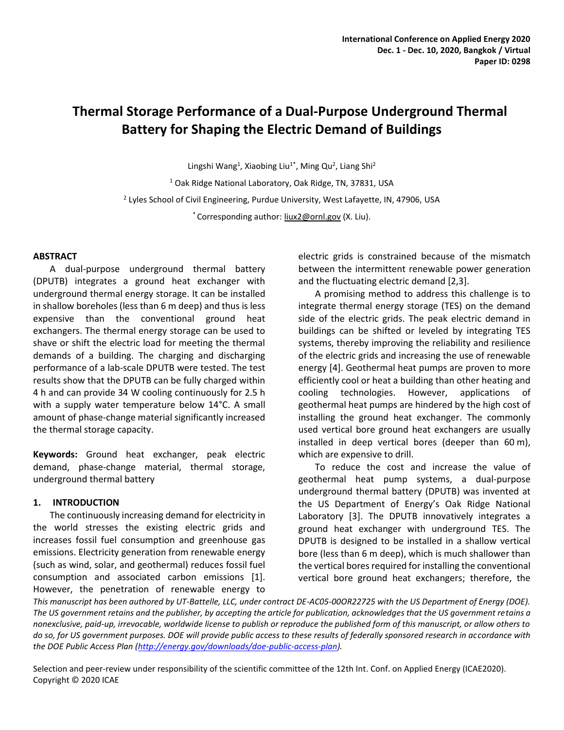# Thermal Storage Performance of a Dual-Purpose Underground Thermal Battery for Shaping the Electric Demand of Buildings

Lingshi Wang[1], Xiaobing Liu[1*], Ming Qu[2], Liang Shi[2]

[1] Oak Ridge National Laboratory, Oak Ridge, TN, 37831, USA

[2] Lyles School of Civil Engineering, Purdue University, West Lafayette, IN, 47906, USA

[*] Corresponding author: liux2@ornl.gov (X. Liu).

## ABSTRACT

A dual-purpose underground thermal battery (DPUTB) integrates a ground heat exchanger with underground thermal energy storage. It can be installed in shallow boreholes (less than 6 m deep) and thus is less expensive than the conventional ground heat exchangers. The thermal energy storage can be used to shave or shift the electric load for meeting the thermal demands of a building. The charging and discharging performance of a lab-scale DPUTB were tested. The test results show that the DPUTB can be fully charged within 4 h and can provide 34 W cooling continuously for 2.5 h with a supply water temperature below 14°C. A small amount of phase-change material significantly increased the thermal storage capacity.

**Keywords:** Ground heat exchanger, peak electric demand, phase-change material, thermal storage, underground thermal battery

## 1. INTRODUCTION

The continuously increasing demand for electricity in the world stresses the existing electric grids and increases fossil fuel consumption and greenhouse gas emissions. Electricity generation from renewable energy (such as wind, solar, and geothermal) reduces fossil fuel consumption and associated carbon emissions [1]. However, the penetration of renewable energy to electric grids is constrained because of the mismatch between the intermittent renewable power generation and the fluctuating electric demand [2,3].

A promising method to address this challenge is to integrate thermal energy storage (TES) on the demand side of the electric grids. The peak electric demand in buildings can be shifted or leveled by integrating TES systems, thereby improving the reliability and resilience of the electric grids and increasing the use of renewable energy [4]. Geothermal heat pumps are proven to more efficiently cool or heat a building than other heating and cooling technologies. However, applications of geothermal heat pumps are hindered by the high cost of installing the ground heat exchanger. The commonly used vertical bore ground heat exchangers are usually installed in deep vertical bores (deeper than 60 m), which are expensive to drill.

To reduce the cost and increase the value of geothermal heat pump systems, a dual-purpose underground thermal battery (DPUTB) was invented at the US Department of Energy's Oak Ridge National Laboratory [3]. The DPUTB innovatively integrates a ground heat exchanger with underground TES. The DPUTB is designed to be installed in a shallow vertical bore (less than 6 m deep), which is much shallower than the vertical bores required for installing the conventional vertical bore ground heat exchangers; therefore, the

*This manuscript has been authored by UT-Battelle, LLC, under contract DE-AC05-00OR22725 with the US Department of Energy (DOE). The US government retains and the publisher, by accepting the article for publication, acknowledges that the US government retains a nonexclusive, paid-up, irrevocable, worldwide license to publish or reproduce the published form of this manuscript, or allow others to do so, for US government purposes. DOE will provide public access to these results of federally sponsored research in accordance with the DOE Public Access Plan (http://energy.gov/downloads/doe-public-access-plan).*

Selection and peer-review under responsibility of the scientific committee of the 12th Int. Conf. on Applied Energy (ICAE2020). Copyright © 2020 ICAE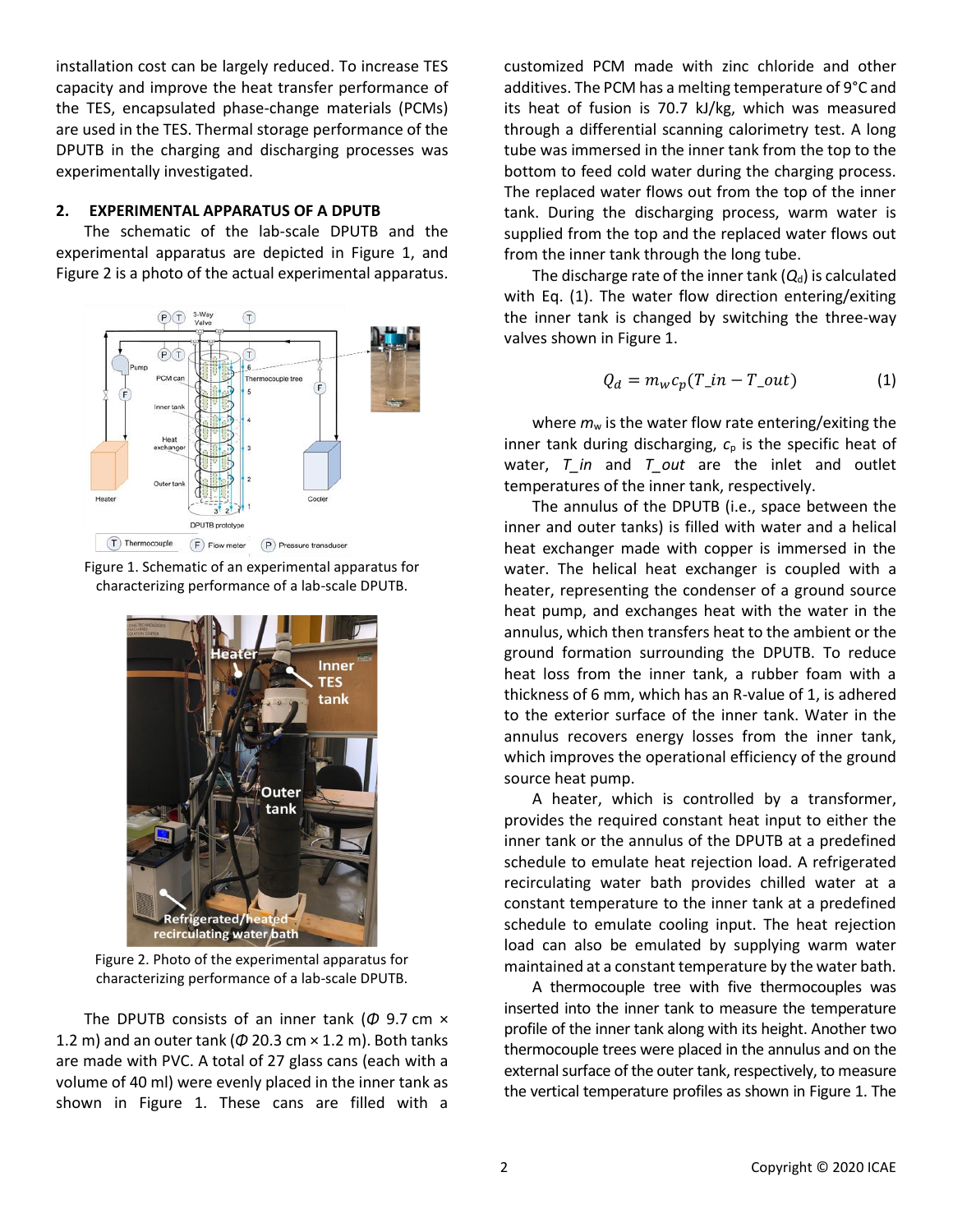installation cost can be largely reduced. To increase TES capacity and improve the heat transfer performance of the TES, encapsulated phase-change materials (PCMs) are used in the TES. Thermal storage performance of the DPUTB in the charging and discharging processes was experimentally investigated.

## 2. EXPERIMENTAL APPARATUS OF A DPUTB

The schematic of the lab-scale DPUTB and the experimental apparatus are depicted in Figure 1, and Figure 2 is a photo of the actual experimental apparatus.

Figure 1. Schematic of an experimental apparatus for characterizing performance of a lab-scale DPUTB.

Figure 2. Photo of the experimental apparatus for characterizing performance of a lab-scale DPUTB.

The DPUTB consists of an inner tank (*Φ* 9.7 cm × 1.2 m) and an outer tank (*Φ* 20.3 cm × 1.2 m). Both tanks are made with PVC. A total of 27 glass cans (each with a volume of 40 ml) were evenly placed in the inner tank as shown in Figure 1. These cans are filled with a customized PCM made with zinc chloride and other additives. The PCM has a melting temperature of 9°C and its heat of fusion is 70.7 kJ/kg, which was measured through a differential scanning calorimetry test. A long tube was immersed in the inner tank from the top to the bottom to feed cold water during the charging process. The replaced water flows out from the top of the inner tank. During the discharging process, warm water is supplied from the top and the replaced water flows out from the inner tank through the long tube.

The discharge rate of the inner tank ($Q_d$) is calculated with Eq. (1). The water flow direction entering/exiting the inner tank is changed by switching the three-way valves shown in Figure 1.

$$Q_d = m_w c_p (T\_in - T\_out) \tag{1}$$

where $m_w$ is the water flow rate entering/exiting the inner tank during discharging, $c_p$ is the specific heat of water, $T\_in$ and $T\_out$ are the inlet and outlet temperatures of the inner tank, respectively.

The annulus of the DPUTB (i.e., space between the inner and outer tanks) is filled with water and a helical heat exchanger made with copper is immersed in the water. The helical heat exchanger is coupled with a heater, representing the condenser of a ground source heat pump, and exchanges heat with the water in the annulus, which then transfers heat to the ambient or the ground formation surrounding the DPUTB. To reduce heat loss from the inner tank, a rubber foam with a thickness of 6 mm, which has an R-value of 1, is adhered to the exterior surface of the inner tank. Water in the annulus recovers energy losses from the inner tank, which improves the operational efficiency of the ground source heat pump.

A heater, which is controlled by a transformer, provides the required constant heat input to either the inner tank or the annulus of the DPUTB at a predefined schedule to emulate heat rejection load. A refrigerated recirculating water bath provides chilled water at a constant temperature to the inner tank at a predefined schedule to emulate cooling input. The heat rejection load can also be emulated by supplying warm water maintained at a constant temperature by the water bath.

A thermocouple tree with five thermocouples was inserted into the inner tank to measure the temperature profile of the inner tank along with its height. Another two thermocouple trees were placed in the annulus and on the external surface of the outer tank, respectively, to measure the vertical temperature profiles as shown in Figure 1. The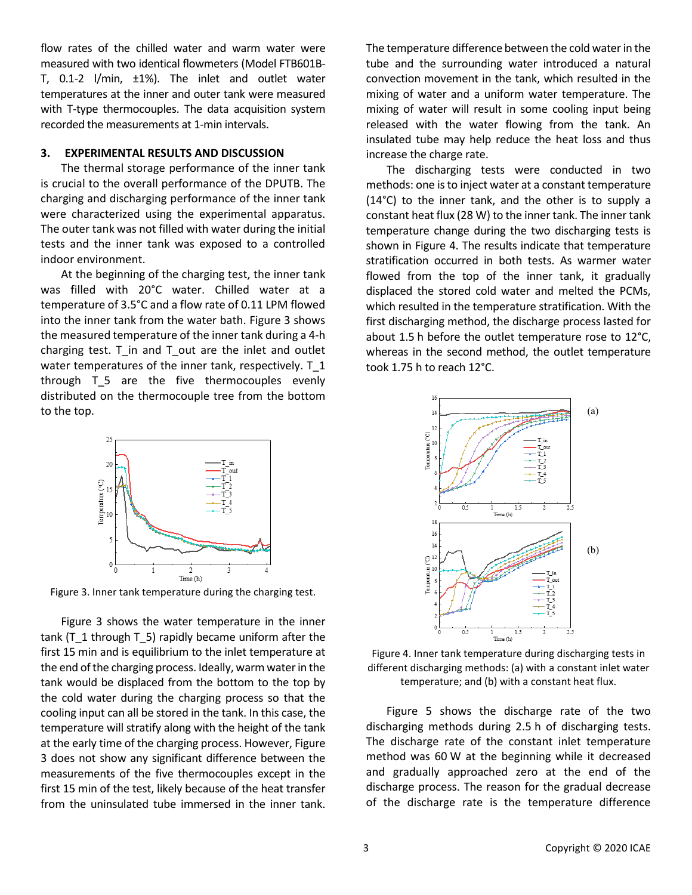flow rates of the chilled water and warm water were measured with two identical flowmeters (Model FTB601B-T, 0.1-2 l/min, ±1%). The inlet and outlet water temperatures at the inner and outer tank were measured with T-type thermocouples. The data acquisition system recorded the measurements at 1-min intervals.

## 3. EXPERIMENTAL RESULTS AND DISCUSSION

The thermal storage performance of the inner tank is crucial to the overall performance of the DPUTB. The charging and discharging performance of the inner tank were characterized using the experimental apparatus. The outer tank was not filled with water during the initial tests and the inner tank was exposed to a controlled indoor environment.

At the beginning of the charging test, the inner tank was filled with 20°C water. Chilled water at a temperature of 3.5°C and a flow rate of 0.11 LPM flowed into the inner tank from the water bath. Figure 3 shows the measured temperature of the inner tank during a 4-h charging test. T_in and T_out are the inlet and outlet water temperatures of the inner tank, respectively. T_1 through T_5 are the five thermocouples evenly distributed on the thermocouple tree from the bottom to the top.

Figure 3. Inner tank temperature during the charging test.

Figure 3 shows the water temperature in the inner tank (T_1 through T_5) rapidly became uniform after the first 15 min and is equilibrium to the inlet temperature at the end of the charging process. Ideally, warm water in the tank would be displaced from the bottom to the top by the cold water during the charging process so that the cooling input can all be stored in the tank. In this case, the temperature will stratify along with the height of the tank at the early time of the charging process. However, Figure 3 does not show any significant difference between the measurements of the five thermocouples except in the first 15 min of the test, likely because of the heat transfer from the uninsulated tube immersed in the inner tank. The temperature difference between the cold water in the tube and the surrounding water introduced a natural convection movement in the tank, which resulted in the mixing of water and a uniform water temperature. The mixing of water will result in some cooling input being released with the water flowing from the tank. An insulated tube may help reduce the heat loss and thus increase the charge rate.

The discharging tests were conducted in two methods: one is to inject water at a constant temperature (14°C) to the inner tank, and the other is to supply a constant heat flux (28 W) to the inner tank. The inner tank temperature change during the two discharging tests is shown in Figure 4. The results indicate that temperature stratification occurred in both tests. As warmer water flowed from the top of the inner tank, it gradually displaced the stored cold water and melted the PCMs, which resulted in the temperature stratification. With the first discharging method, the discharge process lasted for about 1.5 h before the outlet temperature rose to 12°C, whereas in the second method, the outlet temperature took 1.75 h to reach 12°C.

Figure 4. Inner tank temperature during discharging tests in different discharging methods: (a) with a constant inlet water temperature; and (b) with a constant heat flux.

Figure 5 shows the discharge rate of the two discharging methods during 2.5 h of discharging tests. The discharge rate of the constant inlet temperature method was 60 W at the beginning while it decreased and gradually approached zero at the end of the discharge process. The reason for the gradual decrease of the discharge rate is the temperature difference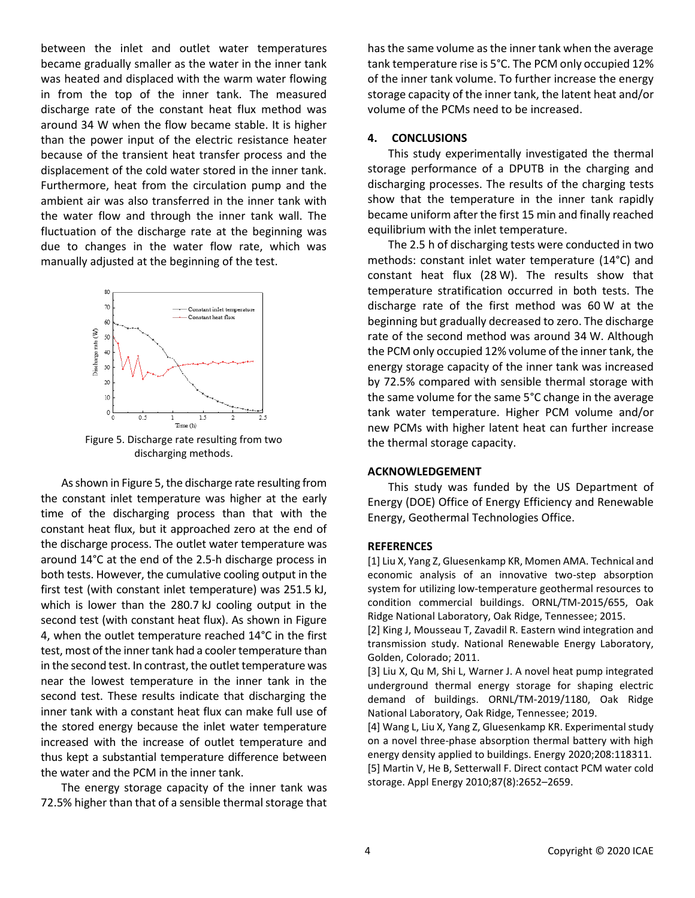between the inlet and outlet water temperatures became gradually smaller as the water in the inner tank was heated and displaced with the warm water flowing in from the top of the inner tank. The measured discharge rate of the constant heat flux method was around 34 W when the flow became stable. It is higher than the power input of the electric resistance heater because of the transient heat transfer process and the displacement of the cold water stored in the inner tank. Furthermore, heat from the circulation pump and the ambient air was also transferred in the inner tank with the water flow and through the inner tank wall. The fluctuation of the discharge rate at the beginning was due to changes in the water flow rate, which was manually adjusted at the beginning of the test.

Discharge rate (W)
80
70
60
50
40
30
20
10
0
0
0.5
1
1.5
2
2.5
Time (h)
Constant inlet temperature
Constant heat flux

Figure 5. Discharge rate resulting from two discharging methods.

As shown in Figure 5, the discharge rate resulting from the constant inlet temperature was higher at the early time of the discharging process than that with the constant heat flux, but it approached zero at the end of the discharge process. The outlet water temperature was around 14°C at the end of the 2.5-h discharge process in both tests. However, the cumulative cooling output in the first test (with constant inlet temperature) was 251.5 kJ, which is lower than the 280.7 kJ cooling output in the second test (with constant heat flux). As shown in Figure 4, when the outlet temperature reached 14°C in the first test, most of the inner tank had a cooler temperature than in the second test. In contrast, the outlet temperature was near the lowest temperature in the inner tank in the second test. These results indicate that discharging the inner tank with a constant heat flux can make full use of the stored energy because the inlet water temperature increased with the increase of outlet temperature and thus kept a substantial temperature difference between the water and the PCM in the inner tank.

The energy storage capacity of the inner tank was 72.5% higher than that of a sensible thermal storage that has the same volume as the inner tank when the average tank temperature rise is 5°C. The PCM only occupied 12% of the inner tank volume. To further increase the energy storage capacity of the inner tank, the latent heat and/or volume of the PCMs need to be increased.

## 4. CONCLUSIONS

This study experimentally investigated the thermal storage performance of a DPUTB in the charging and discharging processes. The results of the charging tests show that the temperature in the inner tank rapidly became uniform after the first 15 min and finally reached equilibrium with the inlet temperature.

The 2.5 h of discharging tests were conducted in two methods: constant inlet water temperature (14°C) and constant heat flux (28 W). The results show that temperature stratification occurred in both tests. The discharge rate of the first method was 60 W at the beginning but gradually decreased to zero. The discharge rate of the second method was around 34 W. Although the PCM only occupied 12% volume of the inner tank, the energy storage capacity of the inner tank was increased by 72.5% compared with sensible thermal storage with the same volume for the same 5°C change in the average tank water temperature. Higher PCM volume and/or new PCMs with higher latent heat can further increase the thermal storage capacity.

## ACKNOWLEDGEMENT

This study was funded by the US Department of Energy (DOE) Office of Energy Efficiency and Renewable Energy, Geothermal Technologies Office.

## REFERENCES

[1] Liu X, Yang Z, Gluesenkamp KR, Momen AMA. Technical and economic analysis of an innovative two-step absorption system for utilizing low-temperature geothermal resources to condition commercial buildings. ORNL/TM-2015/655, Oak Ridge National Laboratory, Oak Ridge, Tennessee; 2015.

[2] King J, Mousseau T, Zavadil R. Eastern wind integration and transmission study. National Renewable Energy Laboratory, Golden, Colorado; 2011.

[3] Liu X, Qu M, Shi L, Warner J. A novel heat pump integrated underground thermal energy storage for shaping electric demand of buildings. ORNL/TM-2019/1180, Oak Ridge National Laboratory, Oak Ridge, Tennessee; 2019.

[4] Wang L, Liu X, Yang Z, Gluesenkamp KR. Experimental study on a novel three-phase absorption thermal battery with high energy density applied to buildings. Energy 2020;208:118311.

[5] Martin V, He B, Setterwall F. Direct contact PCM water cold storage. Appl Energy 2010;87(8):2652–2659.